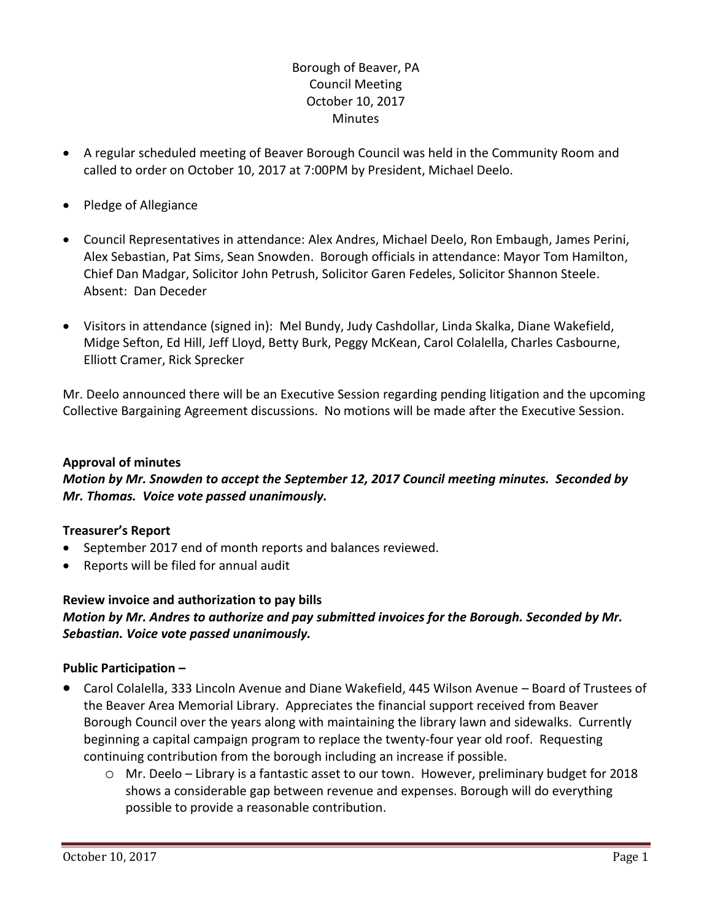Borough of Beaver, PA
Council Meeting
October 10, 2017
Minutes

- A regular scheduled meeting of Beaver Borough Council was held in the Community Room and called to order on October 10, 2017 at 7:00PM by President, Michael Deelo.
- Pledge of Allegiance
- Council Representatives in attendance: Alex Andres, Michael Deelo, Ron Embaugh, James Perini, Alex Sebastian, Pat Sims, Sean Snowden. Borough officials in attendance: Mayor Tom Hamilton, Chief Dan Madgar, Solicitor John Petrush, Solicitor Garen Fedeles, Solicitor Shannon Steele. Absent: Dan Deceder
- Visitors in attendance (signed in): Mel Bundy, Judy Cashdollar, Linda Skalka, Diane Wakefield, Midge Sefton, Ed Hill, Jeff Lloyd, Betty Burk, Peggy McKean, Carol Colalella, Charles Casbourne, Elliott Cramer, Rick Sprecker

Mr. Deelo announced there will be an Executive Session regarding pending litigation and the upcoming Collective Bargaining Agreement discussions. No motions will be made after the Executive Session.

**Approval of minutes**

***Motion by Mr. Snowden to accept the September 12, 2017 Council meeting minutes. Seconded by Mr. Thomas. Voice vote passed unanimously.***

**Treasurer's Report**

- September 2017 end of month reports and balances reviewed.
- Reports will be filed for annual audit

**Review invoice and authorization to pay bills**

***Motion by Mr. Andres to authorize and pay submitted invoices for the Borough. Seconded by Mr. Sebastian. Voice vote passed unanimously.***

**Public Participation –**

- Carol Colalella, 333 Lincoln Avenue and Diane Wakefield, 445 Wilson Avenue – Board of Trustees of the Beaver Area Memorial Library. Appreciates the financial support received from Beaver Borough Council over the years along with maintaining the library lawn and sidewalks. Currently beginning a capital campaign program to replace the twenty-four year old roof. Requesting continuing contribution from the borough including an increase if possible.
  - Mr. Deelo – Library is a fantastic asset to our town. However, preliminary budget for 2018 shows a considerable gap between revenue and expenses. Borough will do everything possible to provide a reasonable contribution.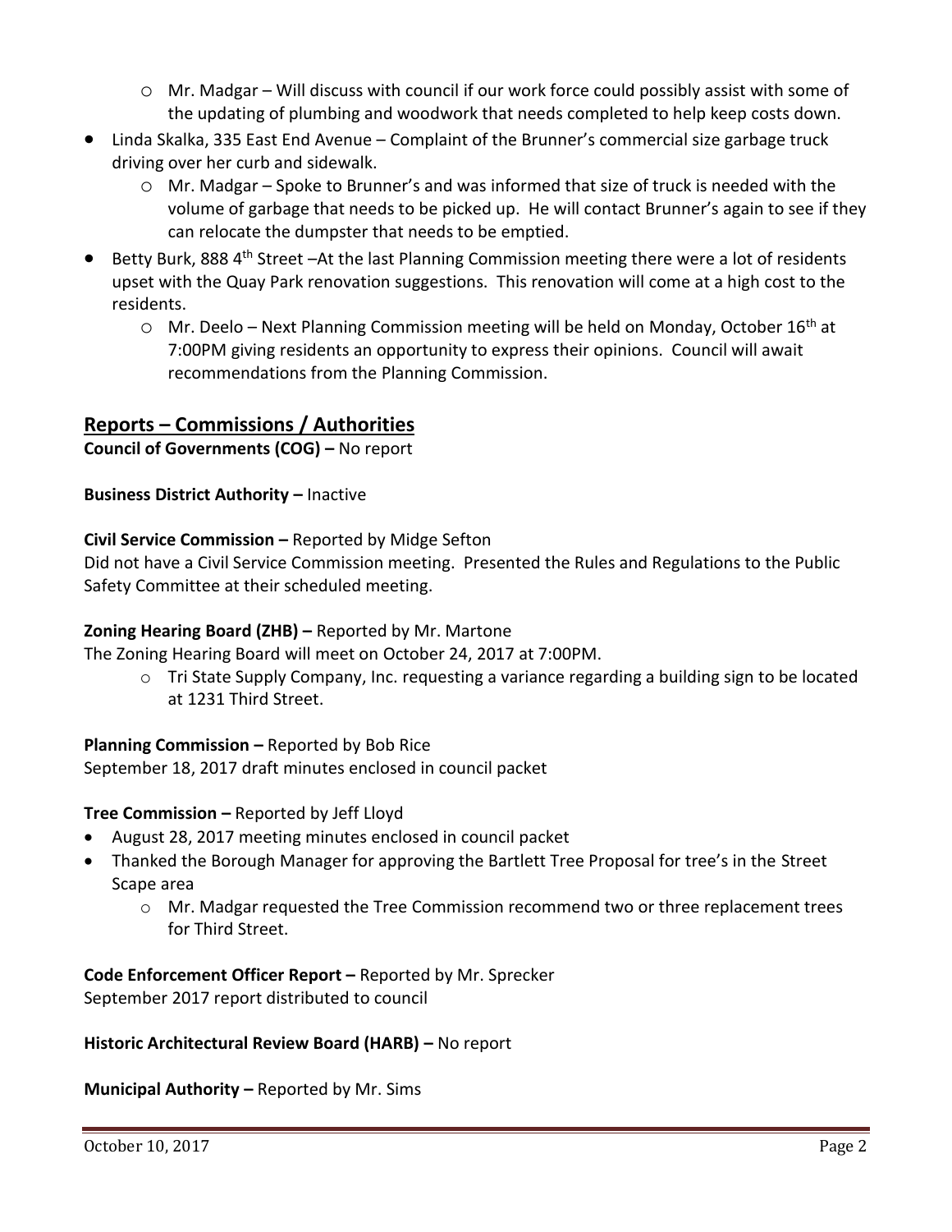- Mr. Madgar – Will discuss with council if our work force could possibly assist with some of the updating of plumbing and woodwork that needs completed to help keep costs down.
- Linda Skalka, 335 East End Avenue – Complaint of the Brunner's commercial size garbage truck driving over her curb and sidewalk.
  - Mr. Madgar – Spoke to Brunner's and was informed that size of truck is needed with the volume of garbage that needs to be picked up. He will contact Brunner's again to see if they can relocate the dumpster that needs to be emptied.
- Betty Burk, 888 4th Street –At the last Planning Commission meeting there were a lot of residents upset with the Quay Park renovation suggestions. This renovation will come at a high cost to the residents.
  - Mr. Deelo – Next Planning Commission meeting will be held on Monday, October 16th at 7:00PM giving residents an opportunity to express their opinions. Council will await recommendations from the Planning Commission.

## Reports – Commissions / Authorities

**Council of Governments (COG) –** No report

**Business District Authority –** Inactive

**Civil Service Commission –** Reported by Midge Sefton
Did not have a Civil Service Commission meeting. Presented the Rules and Regulations to the Public Safety Committee at their scheduled meeting.

**Zoning Hearing Board (ZHB) –** Reported by Mr. Martone
The Zoning Hearing Board will meet on October 24, 2017 at 7:00PM.

  - Tri State Supply Company, Inc. requesting a variance regarding a building sign to be located at 1231 Third Street.

**Planning Commission –** Reported by Bob Rice
September 18, 2017 draft minutes enclosed in council packet

**Tree Commission –** Reported by Jeff Lloyd

- August 28, 2017 meeting minutes enclosed in council packet
- Thanked the Borough Manager for approving the Bartlett Tree Proposal for tree's in the Street Scape area
  - Mr. Madgar requested the Tree Commission recommend two or three replacement trees for Third Street.

**Code Enforcement Officer Report –** Reported by Mr. Sprecker
September 2017 report distributed to council

**Historic Architectural Review Board (HARB) –** No report

**Municipal Authority –** Reported by Mr. Sims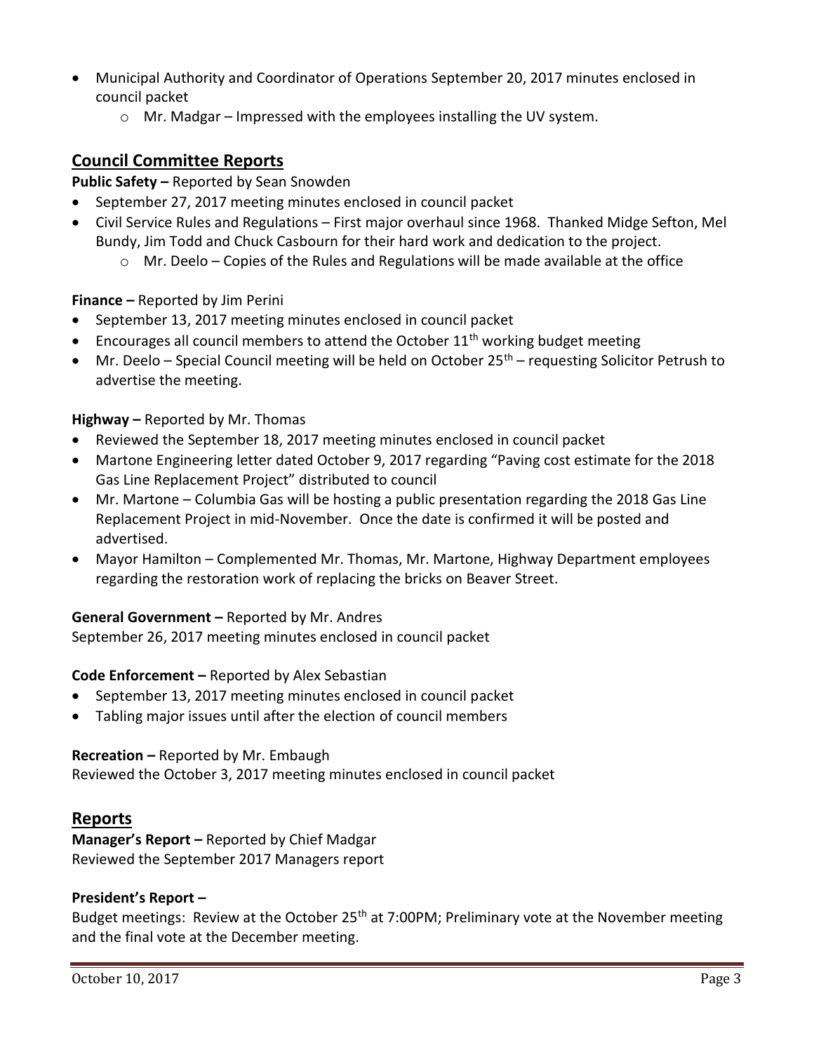- Municipal Authority and Coordinator of Operations September 20, 2017 minutes enclosed in council packet
  - Mr. Madgar – Impressed with the employees installing the UV system.

## Council Committee Reports

**Public Safety –** Reported by Sean Snowden

- September 27, 2017 meeting minutes enclosed in council packet
- Civil Service Rules and Regulations – First major overhaul since 1968. Thanked Midge Sefton, Mel Bundy, Jim Todd and Chuck Casbourn for their hard work and dedication to the project.
  - Mr. Deelo – Copies of the Rules and Regulations will be made available at the office

**Finance –** Reported by Jim Perini

- September 13, 2017 meeting minutes enclosed in council packet
- Encourages all council members to attend the October 11th working budget meeting
- Mr. Deelo – Special Council meeting will be held on October 25th – requesting Solicitor Petrush to advertise the meeting.

**Highway –** Reported by Mr. Thomas

- Reviewed the September 18, 2017 meeting minutes enclosed in council packet
- Martone Engineering letter dated October 9, 2017 regarding "Paving cost estimate for the 2018 Gas Line Replacement Project" distributed to council
- Mr. Martone – Columbia Gas will be hosting a public presentation regarding the 2018 Gas Line Replacement Project in mid-November. Once the date is confirmed it will be posted and advertised.
- Mayor Hamilton – Complemented Mr. Thomas, Mr. Martone, Highway Department employees regarding the restoration work of replacing the bricks on Beaver Street.

**General Government –** Reported by Mr. Andres

September 26, 2017 meeting minutes enclosed in council packet

**Code Enforcement –** Reported by Alex Sebastian

- September 13, 2017 meeting minutes enclosed in council packet
- Tabling major issues until after the election of council members

**Recreation –** Reported by Mr. Embaugh

Reviewed the October 3, 2017 meeting minutes enclosed in council packet

## Reports

**Manager's Report –** Reported by Chief Madgar

Reviewed the September 2017 Managers report

**President's Report –**

Budget meetings: Review at the October 25th at 7:00PM; Preliminary vote at the November meeting and the final vote at the December meeting.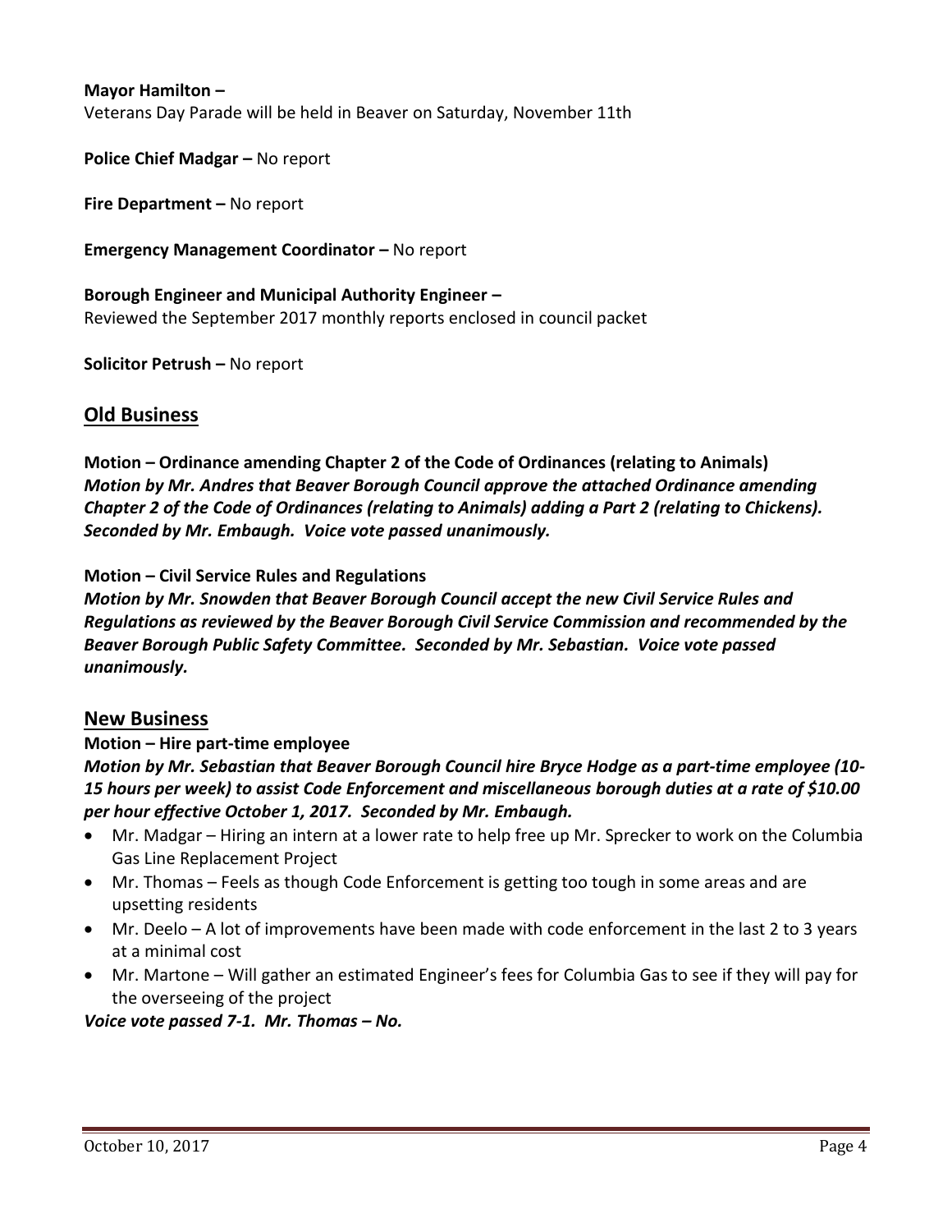**Mayor Hamilton –**
Veterans Day Parade will be held in Beaver on Saturday, November 11th

**Police Chief Madgar –** No report

**Fire Department –** No report

**Emergency Management Coordinator –** No report

**Borough Engineer and Municipal Authority Engineer –**
Reviewed the September 2017 monthly reports enclosed in council packet

**Solicitor Petrush –** No report

## Old Business

**Motion – Ordinance amending Chapter 2 of the Code of Ordinances (relating to Animals)**
***Motion by Mr. Andres that Beaver Borough Council approve the attached Ordinance amending Chapter 2 of the Code of Ordinances (relating to Animals) adding a Part 2 (relating to Chickens). Seconded by Mr. Embaugh. Voice vote passed unanimously.***

**Motion – Civil Service Rules and Regulations**
***Motion by Mr. Snowden that Beaver Borough Council accept the new Civil Service Rules and Regulations as reviewed by the Beaver Borough Civil Service Commission and recommended by the Beaver Borough Public Safety Committee. Seconded by Mr. Sebastian. Voice vote passed unanimously.***

## New Business

**Motion – Hire part-time employee**
***Motion by Mr. Sebastian that Beaver Borough Council hire Bryce Hodge as a part-time employee (10-15 hours per week) to assist Code Enforcement and miscellaneous borough duties at a rate of $10.00 per hour effective October 1, 2017. Seconded by Mr. Embaugh.***

- Mr. Madgar – Hiring an intern at a lower rate to help free up Mr. Sprecker to work on the Columbia Gas Line Replacement Project
- Mr. Thomas – Feels as though Code Enforcement is getting too tough in some areas and are upsetting residents
- Mr. Deelo – A lot of improvements have been made with code enforcement in the last 2 to 3 years at a minimal cost
- Mr. Martone – Will gather an estimated Engineer's fees for Columbia Gas to see if they will pay for the overseeing of the project

***Voice vote passed 7-1. Mr. Thomas – No.***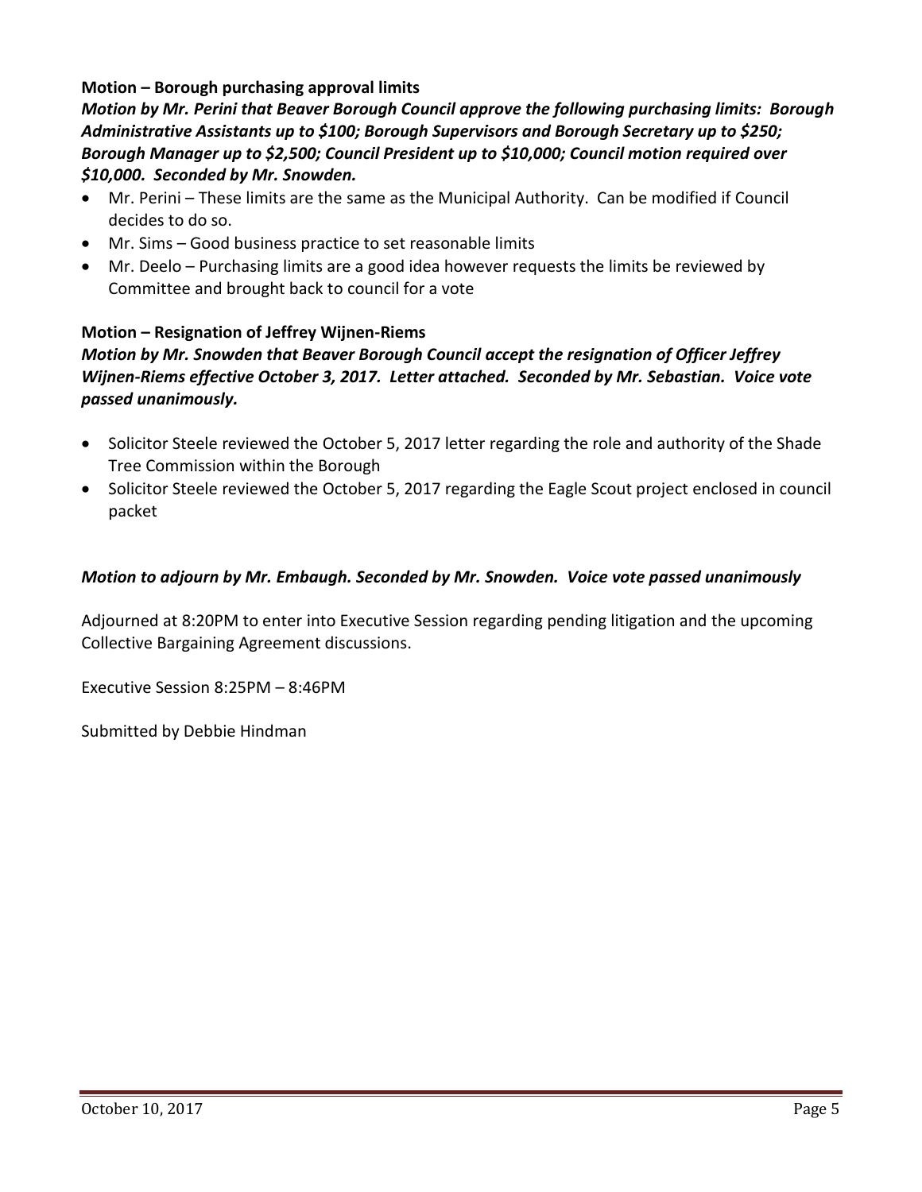**Motion – Borough purchasing approval limits**

***Motion by Mr. Perini that Beaver Borough Council approve the following purchasing limits: Borough Administrative Assistants up to $100; Borough Supervisors and Borough Secretary up to $250; Borough Manager up to $2,500; Council President up to $10,000; Council motion required over $10,000. Seconded by Mr. Snowden.***

- Mr. Perini – These limits are the same as the Municipal Authority. Can be modified if Council decides to do so.
- Mr. Sims – Good business practice to set reasonable limits
- Mr. Deelo – Purchasing limits are a good idea however requests the limits be reviewed by Committee and brought back to council for a vote

**Motion – Resignation of Jeffrey Wijnen-Riems**

***Motion by Mr. Snowden that Beaver Borough Council accept the resignation of Officer Jeffrey Wijnen-Riems effective October 3, 2017. Letter attached. Seconded by Mr. Sebastian. Voice vote passed unanimously.***

- Solicitor Steele reviewed the October 5, 2017 letter regarding the role and authority of the Shade Tree Commission within the Borough
- Solicitor Steele reviewed the October 5, 2017 regarding the Eagle Scout project enclosed in council packet

***Motion to adjourn by Mr. Embaugh. Seconded by Mr. Snowden. Voice vote passed unanimously***

Adjourned at 8:20PM to enter into Executive Session regarding pending litigation and the upcoming Collective Bargaining Agreement discussions.

Executive Session 8:25PM – 8:46PM

Submitted by Debbie Hindman